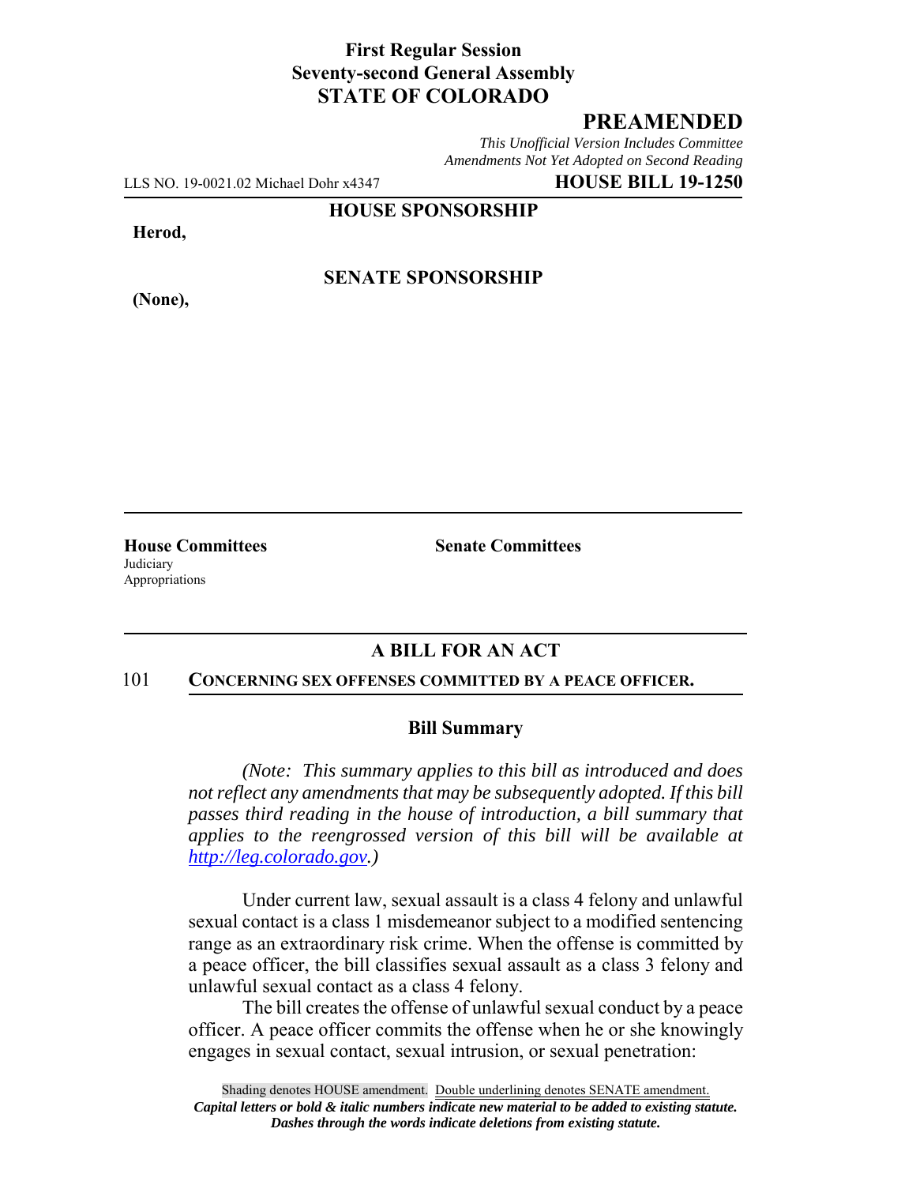**First Regular Session**
**Seventy-second General Assembly**
**STATE OF COLORADO**

**PREAMENDED**

*This Unofficial Version Includes Committee Amendments Not Yet Adopted on Second Reading*

LLS NO. 19-0021.02 Michael Dohr x4347 **HOUSE BILL 19-1250**

**HOUSE SPONSORSHIP**

**Herod,**

**SENATE SPONSORSHIP**

**(None),**

**House Committees**
Judiciary
Appropriations

**Senate Committees**

## A BILL FOR AN ACT

101 **CONCERNING SEX OFFENSES COMMITTED BY A PEACE OFFICER.**

### Bill Summary

*(Note: This summary applies to this bill as introduced and does not reflect any amendments that may be subsequently adopted. If this bill passes third reading in the house of introduction, a bill summary that applies to the reengrossed version of this bill will be available at [http://leg.colorado.gov](http://leg.colorado.gov).)*

Under current law, sexual assault is a class 4 felony and unlawful sexual contact is a class 1 misdemeanor subject to a modified sentencing range as an extraordinary risk crime. When the offense is committed by a peace officer, the bill classifies sexual assault as a class 3 felony and unlawful sexual contact as a class 4 felony.

The bill creates the offense of unlawful sexual conduct by a peace officer. A peace officer commits the offense when he or she knowingly engages in sexual contact, sexual intrusion, or sexual penetration:

Shading denotes HOUSE amendment. Double underlining denotes SENATE amendment.
*Capital letters or bold & italic numbers indicate new material to be added to existing statute.*
*Dashes through the words indicate deletions from existing statute.*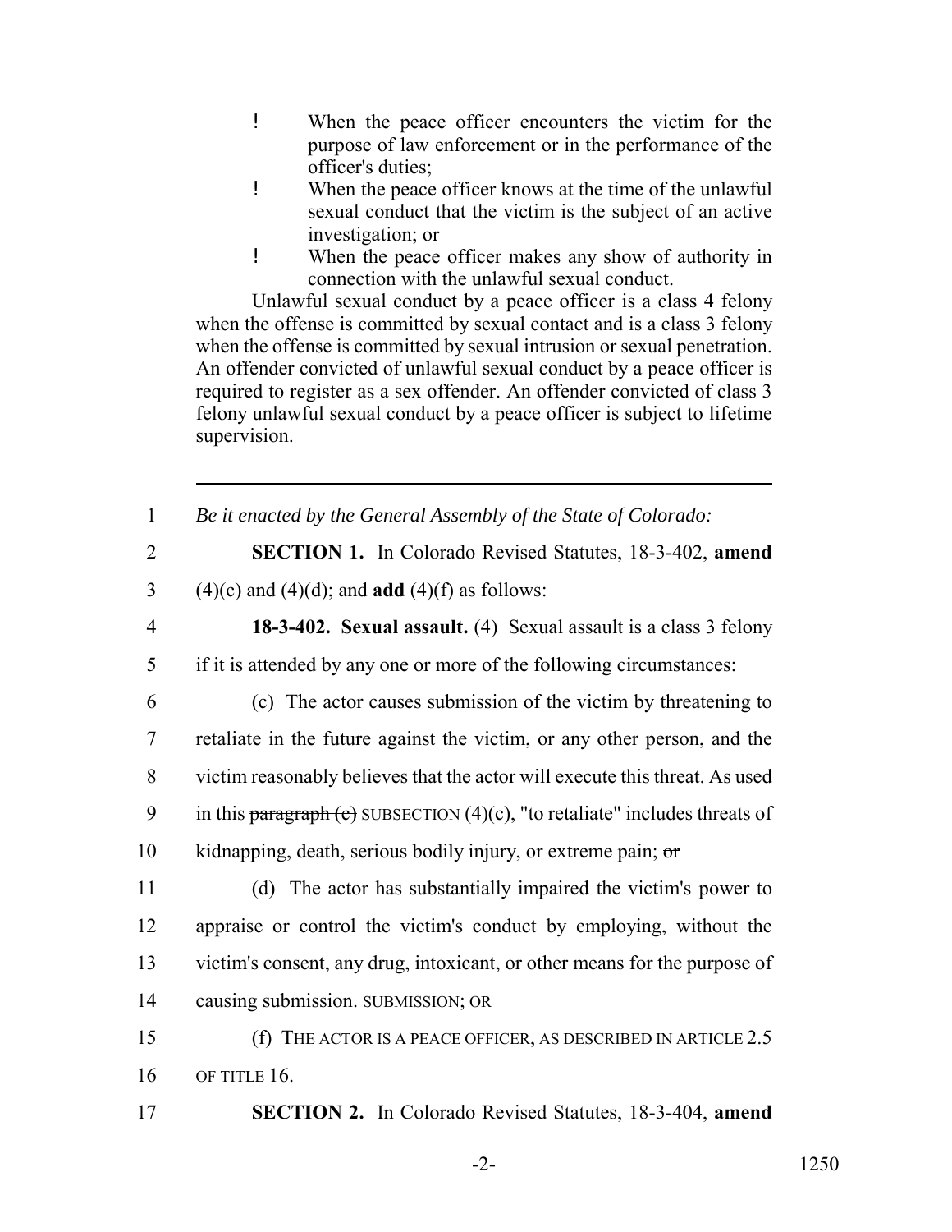- When the peace officer encounters the victim for the purpose of law enforcement or in the performance of the officer's duties;
- When the peace officer knows at the time of the unlawful sexual conduct that the victim is the subject of an active investigation; or
- When the peace officer makes any show of authority in connection with the unlawful sexual conduct.

Unlawful sexual conduct by a peace officer is a class 4 felony when the offense is committed by sexual contact and is a class 3 felony when the offense is committed by sexual intrusion or sexual penetration. An offender convicted of unlawful sexual conduct by a peace officer is required to register as a sex offender. An offender convicted of class 3 felony unlawful sexual conduct by a peace officer is subject to lifetime supervision.

---

1 *Be it enacted by the General Assembly of the State of Colorado:*

2 **SECTION 1.** In Colorado Revised Statutes, 18-3-402, **amend**

3 (4)(c) and (4)(d); and **add** (4)(f) as follows:

4 **18-3-402. Sexual assault.** (4) Sexual assault is a class 3 felony

5 if it is attended by any one or more of the following circumstances:

6 (c) The actor causes submission of the victim by threatening to

7 retaliate in the future against the victim, or any other person, and the

8 victim reasonably believes that the actor will execute this threat. As used

9 in this ~~paragraph (c)~~ SUBSECTION (4)(c), "to retaliate" includes threats of

10 kidnapping, death, serious bodily injury, or extreme pain; ~~or~~

11 (d) The actor has substantially impaired the victim's power to

12 appraise or control the victim's conduct by employing, without the

13 victim's consent, any drug, intoxicant, or other means for the purpose of

14 causing ~~submission.~~ SUBMISSION; OR

15 (f) THE ACTOR IS A PEACE OFFICER, AS DESCRIBED IN ARTICLE 2.5

16 OF TITLE 16.

17 **SECTION 2.** In Colorado Revised Statutes, 18-3-404, **amend**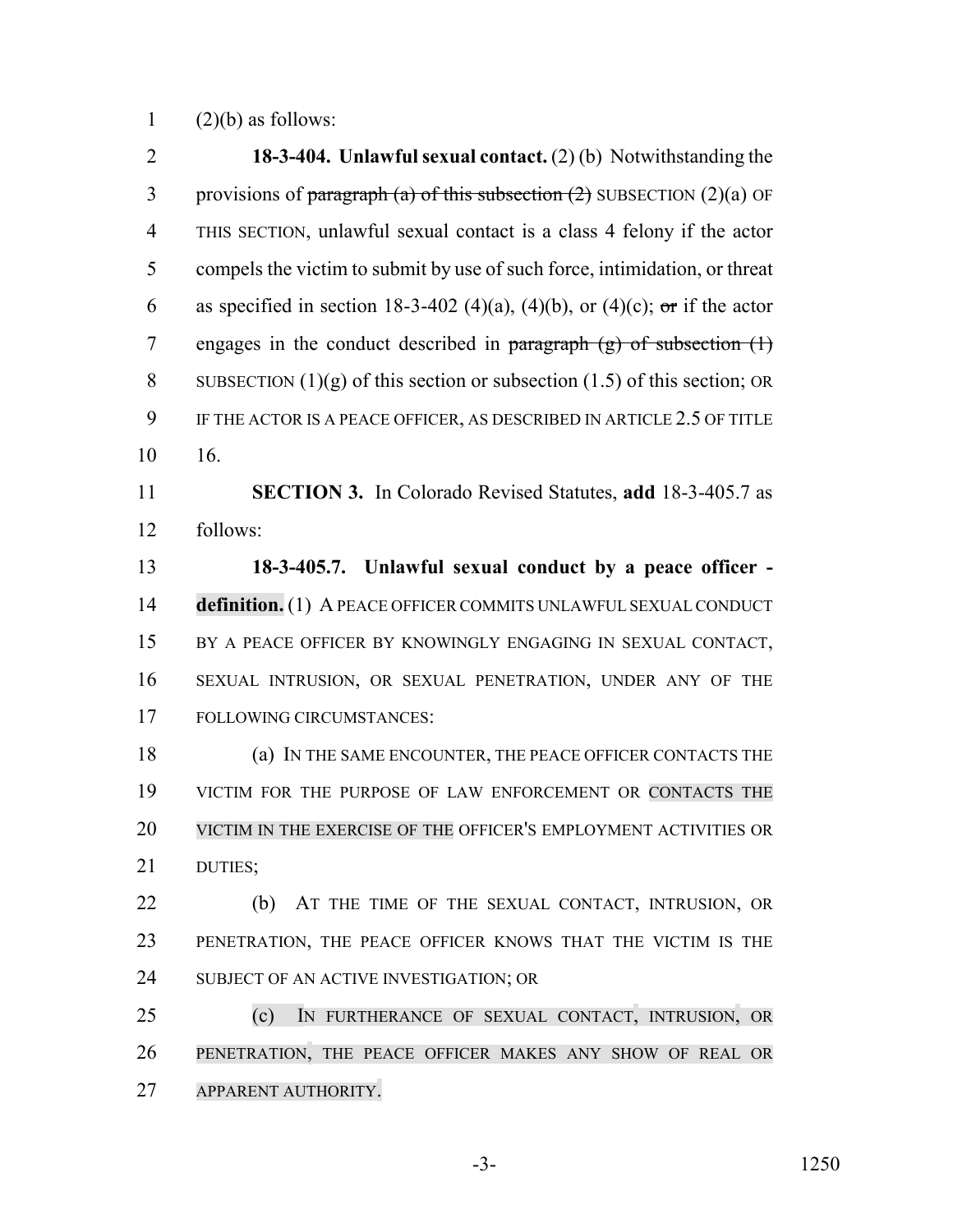(2)(b) as follows:

**18-3-404. Unlawful sexual contact.** (2) (b) Notwithstanding the provisions of ~~paragraph (a) of this subsection (2)~~ SUBSECTION (2)(a) OF THIS SECTION, unlawful sexual contact is a class 4 felony if the actor compels the victim to submit by use of such force, intimidation, or threat as specified in section 18-3-402 (4)(a), (4)(b), or (4)(c); ~~or~~ if the actor engages in the conduct described in ~~paragraph (g) of subsection (1)~~ SUBSECTION (1)(g) of this section or subsection (1.5) of this section; OR IF THE ACTOR IS A PEACE OFFICER, AS DESCRIBED IN ARTICLE 2.5 OF TITLE 16.

**SECTION 3.** In Colorado Revised Statutes, **add** 18-3-405.7 as follows:

**18-3-405.7. Unlawful sexual conduct by a peace officer - definition.** (1) A PEACE OFFICER COMMITS UNLAWFUL SEXUAL CONDUCT BY A PEACE OFFICER BY KNOWINGLY ENGAGING IN SEXUAL CONTACT, SEXUAL INTRUSION, OR SEXUAL PENETRATION, UNDER ANY OF THE FOLLOWING CIRCUMSTANCES:

(a) IN THE SAME ENCOUNTER, THE PEACE OFFICER CONTACTS THE VICTIM FOR THE PURPOSE OF LAW ENFORCEMENT OR CONTACTS THE VICTIM IN THE EXERCISE OF THE OFFICER'S EMPLOYMENT ACTIVITIES OR DUTIES;

(b) AT THE TIME OF THE SEXUAL CONTACT, INTRUSION, OR PENETRATION, THE PEACE OFFICER KNOWS THAT THE VICTIM IS THE SUBJECT OF AN ACTIVE INVESTIGATION; OR

(c) IN FURTHERANCE OF SEXUAL CONTACT, INTRUSION, OR PENETRATION, THE PEACE OFFICER MAKES ANY SHOW OF REAL OR APPARENT AUTHORITY.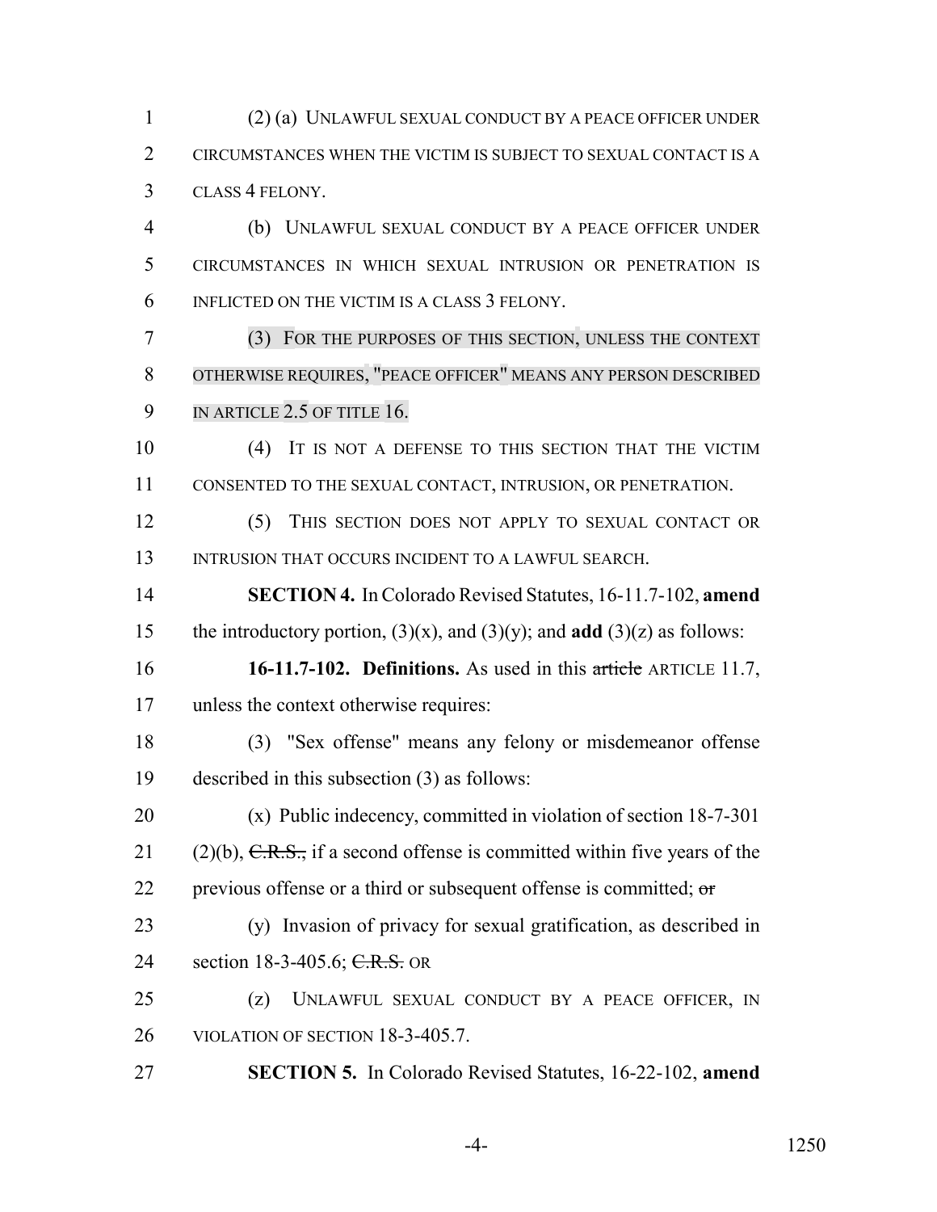(2) (a) UNLAWFUL SEXUAL CONDUCT BY A PEACE OFFICER UNDER CIRCUMSTANCES WHEN THE VICTIM IS SUBJECT TO SEXUAL CONTACT IS A CLASS 4 FELONY.

(b) UNLAWFUL SEXUAL CONDUCT BY A PEACE OFFICER UNDER CIRCUMSTANCES IN WHICH SEXUAL INTRUSION OR PENETRATION IS INFLICTED ON THE VICTIM IS A CLASS 3 FELONY.

(3) FOR THE PURPOSES OF THIS SECTION, UNLESS THE CONTEXT OTHERWISE REQUIRES, "PEACE OFFICER" MEANS ANY PERSON DESCRIBED IN ARTICLE 2.5 OF TITLE 16.

(4) IT IS NOT A DEFENSE TO THIS SECTION THAT THE VICTIM CONSENTED TO THE SEXUAL CONTACT, INTRUSION, OR PENETRATION.

(5) THIS SECTION DOES NOT APPLY TO SEXUAL CONTACT OR INTRUSION THAT OCCURS INCIDENT TO A LAWFUL SEARCH.

**SECTION 4.** In Colorado Revised Statutes, 16-11.7-102, **amend** the introductory portion, (3)(x), and (3)(y); and **add** (3)(z) as follows:

**16-11.7-102. Definitions.** As used in this ~~article~~ ARTICLE 11.7, unless the context otherwise requires:

(3) "Sex offense" means any felony or misdemeanor offense described in this subsection (3) as follows:

(x) Public indecency, committed in violation of section 18-7-301 (2)(b), ~~C.R.S.,~~ if a second offense is committed within five years of the previous offense or a third or subsequent offense is committed; ~~or~~

(y) Invasion of privacy for sexual gratification, as described in section 18-3-405.6; ~~C.R.S.~~ OR

(z) UNLAWFUL SEXUAL CONDUCT BY A PEACE OFFICER, IN VIOLATION OF SECTION 18-3-405.7.

**SECTION 5.** In Colorado Revised Statutes, 16-22-102, **amend**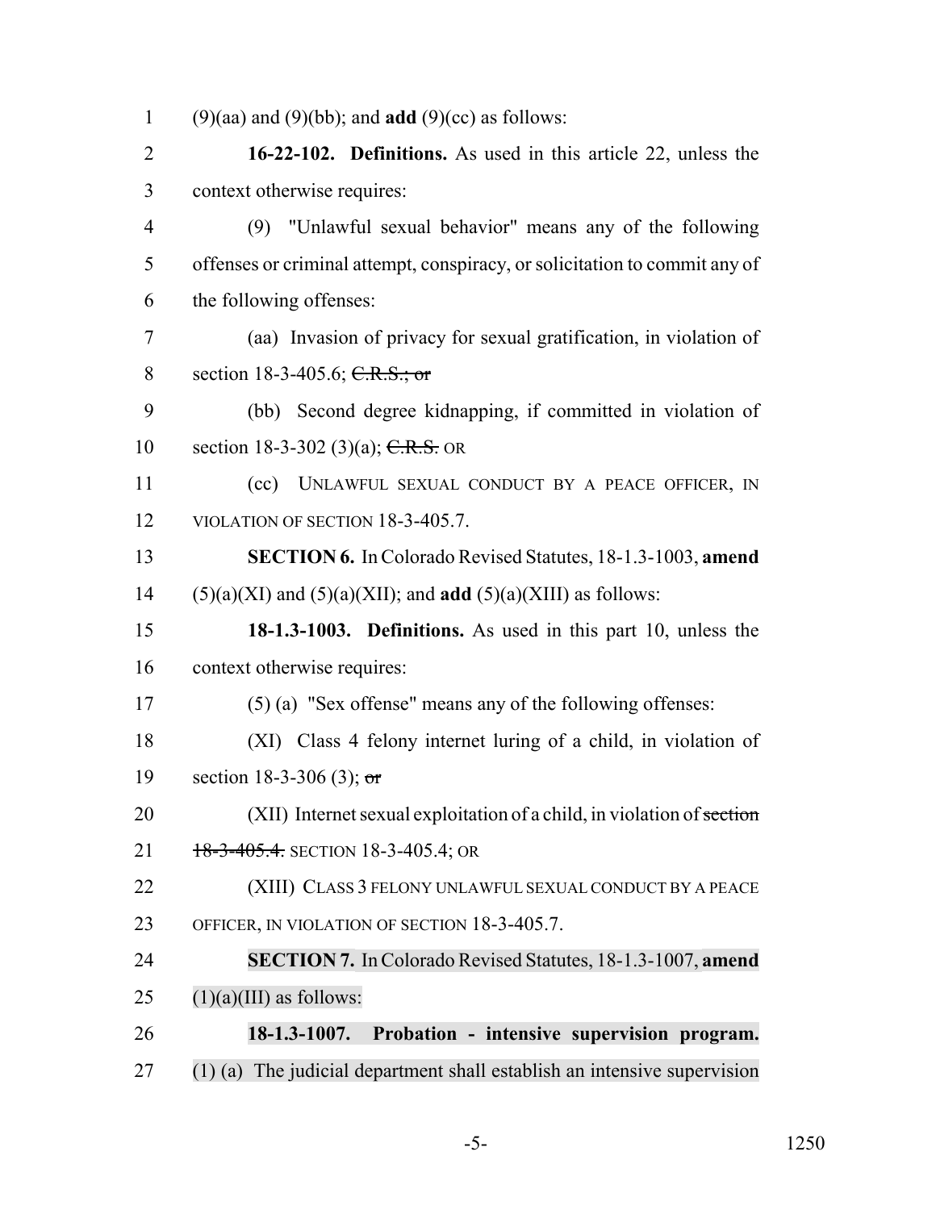1 (9)(aa) and (9)(bb); and **add** (9)(cc) as follows:

2 **16-22-102. Definitions.** As used in this article 22, unless the
3 context otherwise requires:

4 (9) "Unlawful sexual behavior" means any of the following
5 offenses or criminal attempt, conspiracy, or solicitation to commit any of
6 the following offenses:

7 (aa) Invasion of privacy for sexual gratification, in violation of
8 section 18-3-405.6; ~~C.R.S.; or~~

9 (bb) Second degree kidnapping, if committed in violation of
10 section 18-3-302 (3)(a); ~~C.R.S.~~ OR

11 (cc) UNLAWFUL SEXUAL CONDUCT BY A PEACE OFFICER, IN
12 VIOLATION OF SECTION 18-3-405.7.

13 **SECTION 6.** In Colorado Revised Statutes, 18-1.3-1003, **amend**
14 (5)(a)(XI) and (5)(a)(XII); and **add** (5)(a)(XIII) as follows:

15 **18-1.3-1003. Definitions.** As used in this part 10, unless the
16 context otherwise requires:

17 (5) (a) "Sex offense" means any of the following offenses:

18 (XI) Class 4 felony internet luring of a child, in violation of
19 section 18-3-306 (3); ~~or~~

20 (XII) Internet sexual exploitation of a child, in violation of ~~section~~
21 ~~18-3-405.4.~~ SECTION 18-3-405.4; OR

22 (XIII) CLASS 3 FELONY UNLAWFUL SEXUAL CONDUCT BY A PEACE
23 OFFICER, IN VIOLATION OF SECTION 18-3-405.7.

24 **SECTION 7.** In Colorado Revised Statutes, 18-1.3-1007, **amend**
25 (1)(a)(III) as follows:

26 **18-1.3-1007. Probation - intensive supervision program.**
27 (1) (a) The judicial department shall establish an intensive supervision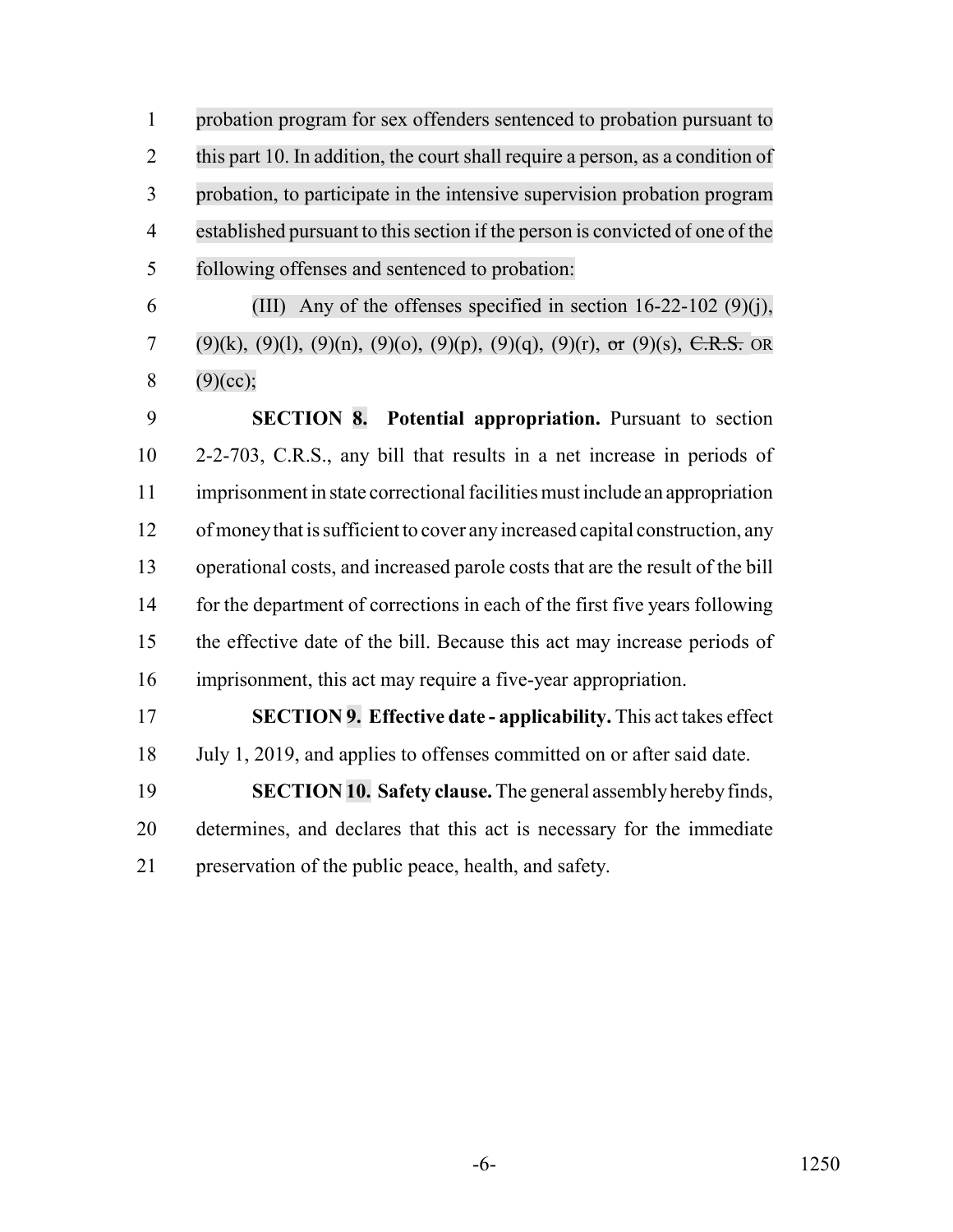probation program for sex offenders sentenced to probation pursuant to this part 10. In addition, the court shall require a person, as a condition of probation, to participate in the intensive supervision probation program established pursuant to this section if the person is convicted of one of the following offenses and sentenced to probation:

(III) Any of the offenses specified in section 16-22-102 (9)(j), (9)(k), (9)(l), (9)(n), (9)(o), (9)(p), (9)(q), (9)(r), ~~or~~ (9)(s), ~~C.R.S.~~ OR (9)(cc);

**SECTION 8. Potential appropriation.** Pursuant to section 2-2-703, C.R.S., any bill that results in a net increase in periods of imprisonment in state correctional facilities must include an appropriation of money that is sufficient to cover any increased capital construction, any operational costs, and increased parole costs that are the result of the bill for the department of corrections in each of the first five years following the effective date of the bill. Because this act may increase periods of imprisonment, this act may require a five-year appropriation.

**SECTION 9. Effective date - applicability.** This act takes effect July 1, 2019, and applies to offenses committed on or after said date.

**SECTION 10. Safety clause.** The general assembly hereby finds, determines, and declares that this act is necessary for the immediate preservation of the public peace, health, and safety.